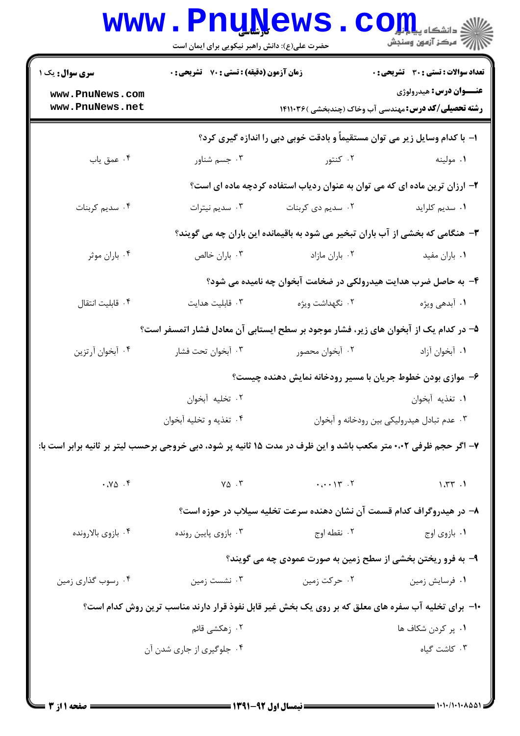**سری سوال:** یک ۱

**زمان آزمون (دقیقه) : تستی : ۷۰ تشریحی : ۰**

**تعداد سوالات : تستی : ۳۰ تشریحی : ۰**

**عنـــوان درس:** هیدرولوژی

**رشته تحصیلی/کد درس:** مهندسی آب وخاک (چندبخشی )۱۴۱۱۰۳۶

۱- با کدام وسایل زیر می توان مستقیماً و بادقت خوبی دبی را اندازه گیری کرد؟

۱. مولینه ۲. کنتور ۳. جسم شناور ۴. عمق یاب

۲- ارزان ترین ماده ای که می توان به عنوان ردیاب استفاده کردچه ماده ای است؟

۱. سدیم کلراید ۲. سدیم دی کربنات ۳. سدیم نیترات ۴. سدیم کربنات

۳- هنگامی که بخشی از آب باران تبخیر می شود به باقیمانده این باران چه می گویند؟

۱. باران مفید ۲. باران مازاد ۳. باران خالص ۴. باران موثر

۴- به حاصل ضرب هدایت هیدرولکی در ضخامت آبخوان چه نامیده می شود؟

۱. آبدهی ویژه ۲. نگهداشت ویژه ۳. قابلیت هدایت ۴. قابلیت انتقال

۵- در کدام یک از آبخوان های زیر، فشار موجود بر سطح ایستابی آن معادل فشار اتمسفر است؟

۱. آبخوان آزاد ۲. آبخوان محصور ۳. آبخوان تحت فشار ۴. آبخوان آرتزین

۶- موازی بودن خطوط جریان با مسیر رودخانه نمایش دهنده چیست؟

۱. تغذیه آبخوان ۲. تخلیه آبخوان ۳. عدم تبادل هیدرولیکی بین رودخانه و آبخوان ۴. تغذیه و تخلیه آبخوان

۷- اگر حجم ظرفی ۰.۰۲ متر مکعب باشد و این ظرف در مدت ۱۵ ثانیه پر شود، دبی خروجی برحسب لیتر بر ثانیه برابر است با:

۱. ۱.۳۳ ۲. ۰.۰۰۱۳ ۳. ۷۵ ۴. ۰.۷۵

۸- در هیدروگراف کدام قسمت آن نشان دهنده سرعت تخلیه سیلاب در حوزه است؟

۱. بازوی اوج ۲. نقطه اوج ۳. بازوی پایین رونده ۴. بازوی بالارونده

۹- به فرو ریختن بخشی از سطح زمین به صورت عمودی چه می گویند؟

۱. فرسایش زمین ۲. حرکت زمین ۳. نشست زمین ۴. رسوب گذاری زمین

۱۰- برای تخلیه آب سفره های معلق که بر روی یک بخش غیر قابل نفوذ قرار دارند مناسب ترین روش کدام است؟

۱. پر کردن شکاف ها ۲. زهکشی قائم ۳. کاشت گیاه ۴. جلوگیری از جاری شدن آن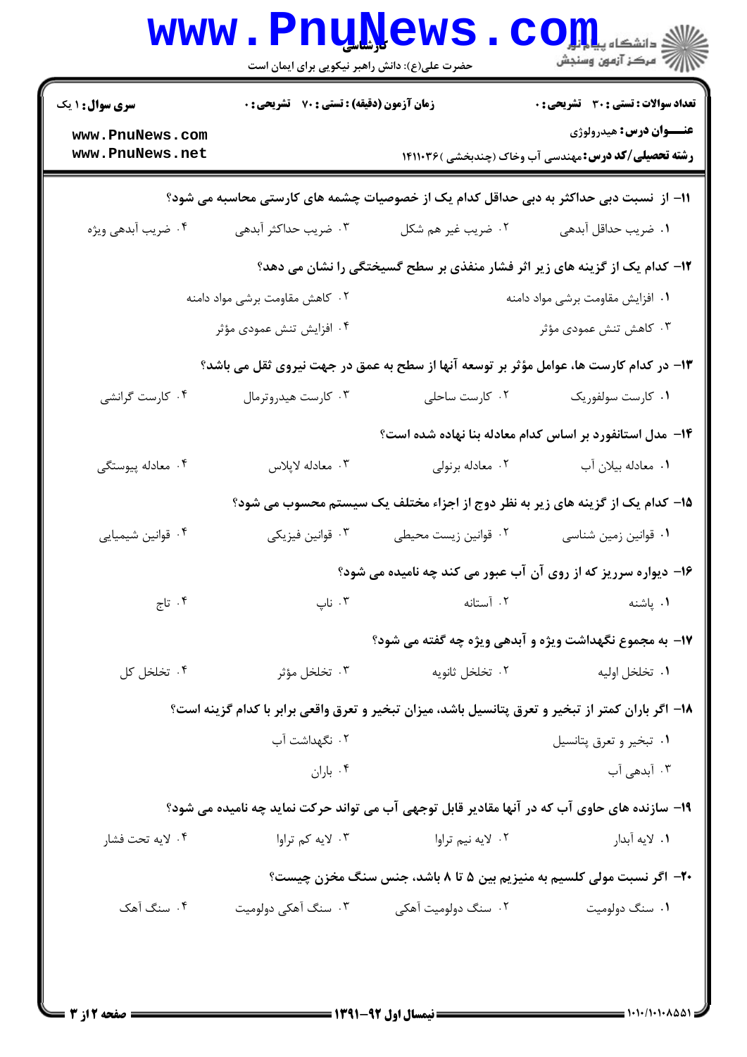**سری سوال:** ۱ یک | **زمان آزمون (دقیقه) : تستی :** ۷۰ **تشریحی :** ۰ | **تعداد سوالات : تستی :** ۳۰ **تشریحی :** ۰

**عنـــوان درس:** هیدرولوژی

**رشته تحصیلی/کد درس:** مهندسی آب وخاک (چندبخشی )۱۴۱۱۰۳۶

۱۱- از نسبت دبی حداکثر به دبی حداقل کدام یک از خصوصیات چشمه های کارستی محاسبه می شود؟

۱. ضریب حداقل آبدهی
۲. ضریب غیر هم شکل
۳. ضریب حداکثر آبدهی
۴. ضریب آبدهی ویژه

۱۲- کدام یک از گزینه های زیر اثر فشار منفذی بر سطح گسیختگی را نشان می دهد؟

۱. افزایش مقاومت برشی مواد دامنه
۲. کاهش مقاومت برشی مواد دامنه
۳. کاهش تنش عمودی مؤثر
۴. افزایش تنش عمودی مؤثر

۱۳- در کدام کارست ها، عوامل مؤثر بر توسعه آنها از سطح به عمق در جهت نیروی ثقل می باشد؟

۱. کارست سولفوریک
۲. کارست ساحلی
۳. کارست هیدروترمال
۴. کارست گرانشی

۱۴- مدل استانفورد بر اساس کدام معادله بنا نهاده شده است؟

۱. معادله بیلان آب
۲. معادله برنولی
۳. معادله لاپلاس
۴. معادله پیوستگی

۱۵- کدام یک از گزینه های زیر به نظر دوج از اجزاء مختلف یک سیستم محسوب می شود؟

۱. قوانین زمین شناسی
۲. قوانین زیست محیطی
۳. قوانین فیزیکی
۴. قوانین شیمیایی

۱۶- دیواره سرریز که از روی آن آب عبور می کند چه نامیده می شود؟

۱. پاشنه
۲. آستانه
۳. ناپ
۴. تاج

۱۷- به مجموع نگهداشت ویژه و آبدهی ویژه چه گفته می شود؟

۱. تخلخل اولیه
۲. تخلخل ثانویه
۳. تخلخل مؤثر
۴. تخلخل کل

۱۸- اگر باران کمتر از تبخیر و تعرق پتانسیل باشد، میزان تبخیر و تعرق واقعی برابر با کدام گزینه است؟

۱. تبخیر و تعرق پتانسیل
۲. نگهداشت آب
۳. آبدهی آب
۴. باران

۱۹- سازنده های حاوی آب که در آنها مقادیر قابل توجهی آب می تواند حرکت نماید چه نامیده می شود؟

۱. لایه آبدار
۲. لایه نیم تراوا
۳. لایه کم تراوا
۴. لایه تحت فشار

۲۰- اگر نسبت مولی کلسیم به منیزیم بین ۵ تا ۸ باشد، جنس سنگ مخزن چیست؟

۱. سنگ دولومیت
۲. سنگ دولومیت آهکی
۳. سنگ آهکی دولومیت
۴. سنگ آهک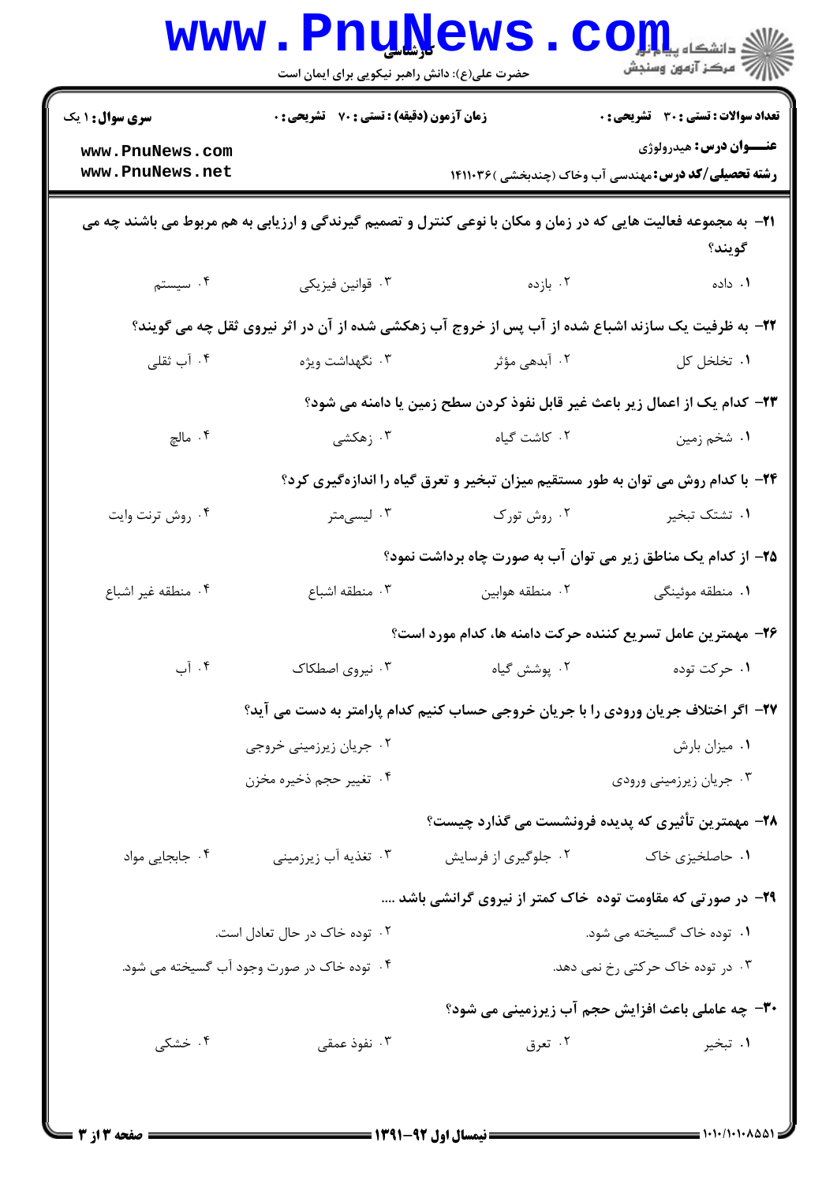۲۱- به مجموعه فعالیت هایی که در زمان و مکان با نوعی کنترل و تصمیم گیرندگی و ارزیابی به هم مربوط می باشند چه می گویند؟

۱. داده
۲. بازده
۳. قوانین فیزیکی
۴. سیستم

۲۲- به ظرفیت یک سازند اشباع شده از آب پس از خروج آب زهکشی شده از آن در اثر نیروی ثقل چه می گویند؟

۱. تخلخل کل
۲. آبدهی مؤثر
۳. نگهداشت ویژه
۴. آب ثقلی

۲۳- کدام یک از اعمال زیر باعث غیر قابل نفوذ کردن سطح زمین یا دامنه می شود؟

۱. شخم زمین
۲. کاشت گیاه
۳. زهکشی
۴. مالچ

۲۴- با کدام روش می توان به طور مستقیم میزان تبخیر و تعرق گیاه را اندازه‌گیری کرد؟

۱. تشتک تبخیر
۲. روش تورک
۳. لیسی‌متر
۴. روش ترنت وایت

۲۵- از کدام یک مناطق زیر می توان آب به صورت چاه برداشت نمود؟

۱. منطقه موئینگی
۲. منطقه هوابین
۳. منطقه اشباع
۴. منطقه غیر اشباع

۲۶- مهمترین عامل تسریع کننده حرکت دامنه ها، کدام مورد است؟

۱. حرکت توده
۲. پوشش گیاه
۳. نیروی اصطکاک
۴. آب

۲۷- اگر اختلاف جریان ورودی را با جریان خروجی حساب کنیم کدام پارامتر به دست می آید؟

۱. میزان بارش
۲. جریان زیرزمینی خروجی
۳. جریان زیرزمینی ورودی
۴. تغییر حجم ذخیره مخزن

۲۸- مهمترین تأثیری که پدیده فرونشست می گذارد چیست؟

۱. حاصلخیزی خاک
۲. جلوگیری از فرسایش
۳. تغذیه آب زیرزمینی
۴. جابجایی مواد

۲۹- در صورتی که مقاومت توده خاک کمتر از نیروی گرانشی باشد ....

۱. توده خاک گسیخته می شود.
۲. توده خاک در حال تعادل است.
۳. در توده خاک حرکتی رخ نمی دهد.
۴. توده خاک در صورت وجود آب گسیخته می شود.

۳۰- چه عاملی باعث افزایش حجم آب زیرزمینی می شود؟

۱. تبخیر
۲. تعرق
۳. نفوذ عمقی
۴. خشکی